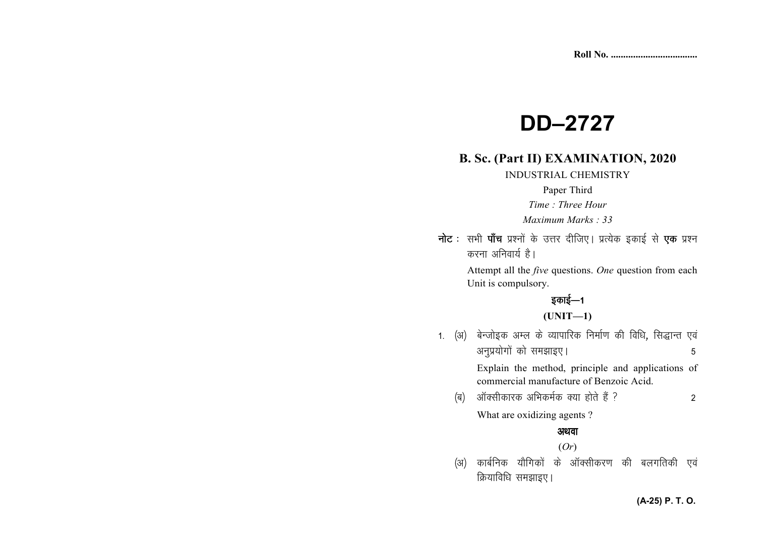Roll No. ...................................

# DD–2727

## B. Sc. (Part II) EXAMINATION, 2020

INDUSTRIAL CHEMISTRY

Paper Third

*Time : Three Hour*

*Maximum Marks : 33*

**नोट :** सभी **पाँच** प्रश्नों के उत्तर दीजिए। प्रत्येक इकाई से **एक** प्रश्न करना अनिवार्य है।

Attempt all the *five* questions. *One* question from each Unit is compulsory.

### इकाई—1

### (UNIT—1)

1. (अ) बेन्जोइक अम्ल के व्यापारिक निर्माण की विधि, सिद्धान्त एवं अनुप्रयोगों को समझाइए। 5

   Explain the method, principle and applications of commercial manufacture of Benzoic Acid.

   (ब) ऑक्सीकारक अभिकर्मक क्या होते हैं ? 2

   What are oxidizing agents ?

   **अथवा**

   (*Or*)

   (अ) कार्बनिक यौगिकों के ऑक्सीकरण की बलगतिकी एवं क्रियाविधि समझाइए।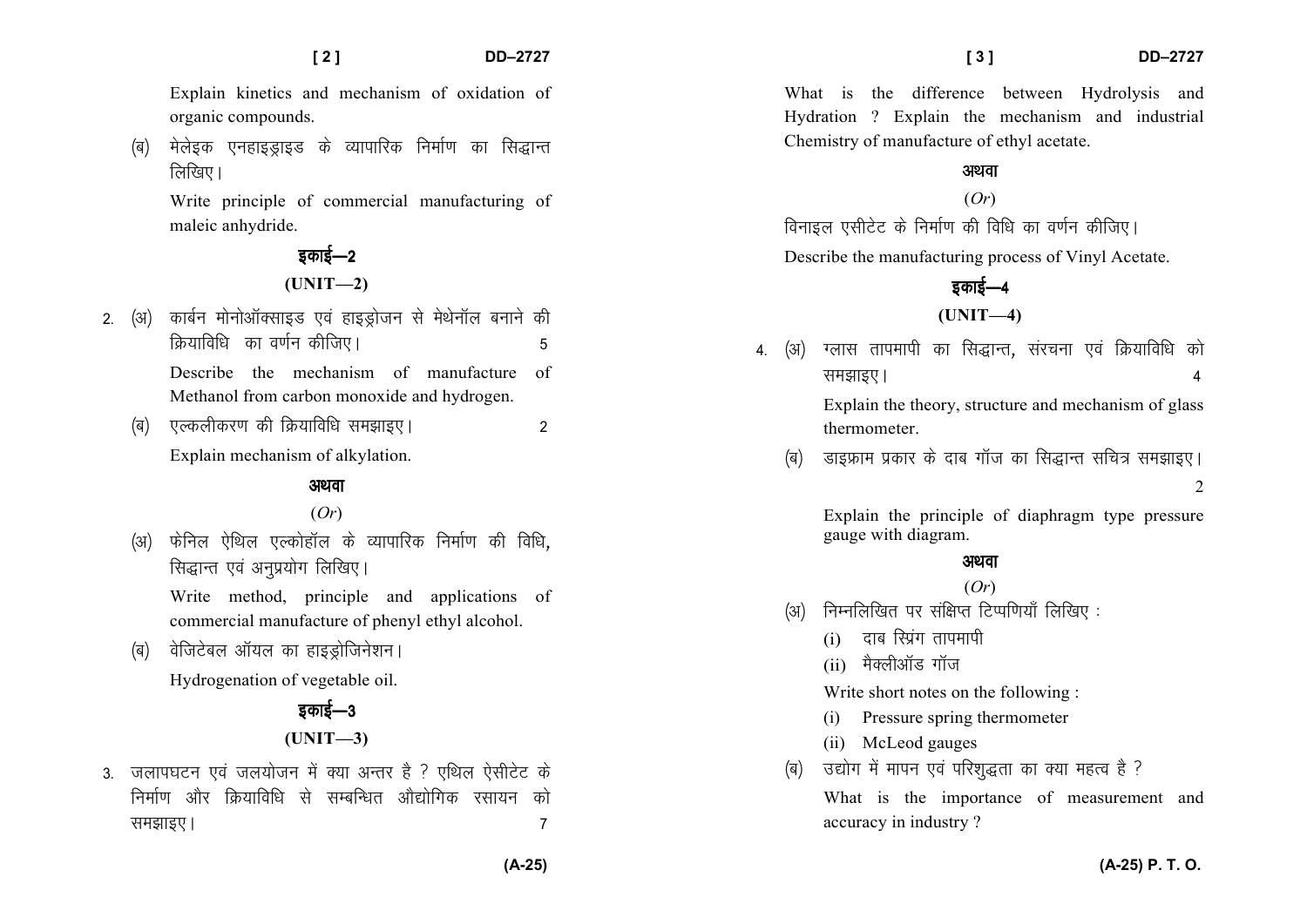Explain kinetics and mechanism of oxidation of organic compounds.

(ब) मेलेइक एनहाइड्राइड के व्यापारिक निर्माण का सिद्धान्त लिखिए।

Write principle of commercial manufacturing of maleic anhydride.

## इकाई—2

## (UNIT—2)

2. (अ) कार्बन मोनोऑक्साइड एवं हाइड्रोजन से मेथेनॉल बनाने की क्रियाविधि का वर्णन कीजिए। 5

Describe the mechanism of manufacture of Methanol from carbon monoxide and hydrogen.

(ब) एल्कलीकरण की क्रियाविधि समझाइए। 2

Explain mechanism of alkylation.

**अथवा**

(*Or*)

(अ) फेनिल ऐथिल एल्कोहॉल के व्यापारिक निर्माण की विधि, सिद्धान्त एवं अनुप्रयोग लिखिए।

Write method, principle and applications of commercial manufacture of phenyl ethyl alcohol.

(ब) वेजिटेबल ऑयल का हाइड्रोजिनेशन।

Hydrogenation of vegetable oil.

## इकाई—3

## (UNIT—3)

3. जलापघटन एवं जलयोजन में क्या अन्तर है ? एथिल ऐसीटेट के निर्माण और क्रियाविधि से सम्बन्धित औद्योगिक रसायन को समझाइए। 7

What is the difference between Hydrolysis and Hydration ? Explain the mechanism and industrial Chemistry of manufacture of ethyl acetate.

**अथवा**

(*Or*)

विनाइल एसीटेट के निर्माण की विधि का वर्णन कीजिए।

Describe the manufacturing process of Vinyl Acetate.

## इकाई—4

## (UNIT—4)

4. (अ) ग्लास तापमापी का सिद्धान्त, संरचना एवं क्रियाविधि को समझाइए। 4

Explain the theory, structure and mechanism of glass thermometer.

(ब) डाइफ्राम प्रकार के दाब गॉज का सिद्धान्त सचित्र समझाइए। 2

Explain the principle of diaphragm type pressure gauge with diagram.

**अथवा**

(*Or*)

(अ) निम्नलिखित पर संक्षिप्त टिप्पणियाँ लिखिए :

(i) दाब स्प्रिंग तापमापी

(ii) मैक्लीऑड गॉज

Write short notes on the following :

(i) Pressure spring thermometer

(ii) McLeod gauges

(ब) उद्योग में मापन एवं परिशुद्धता का क्या महत्व है ?

What is the importance of measurement and accuracy in industry ?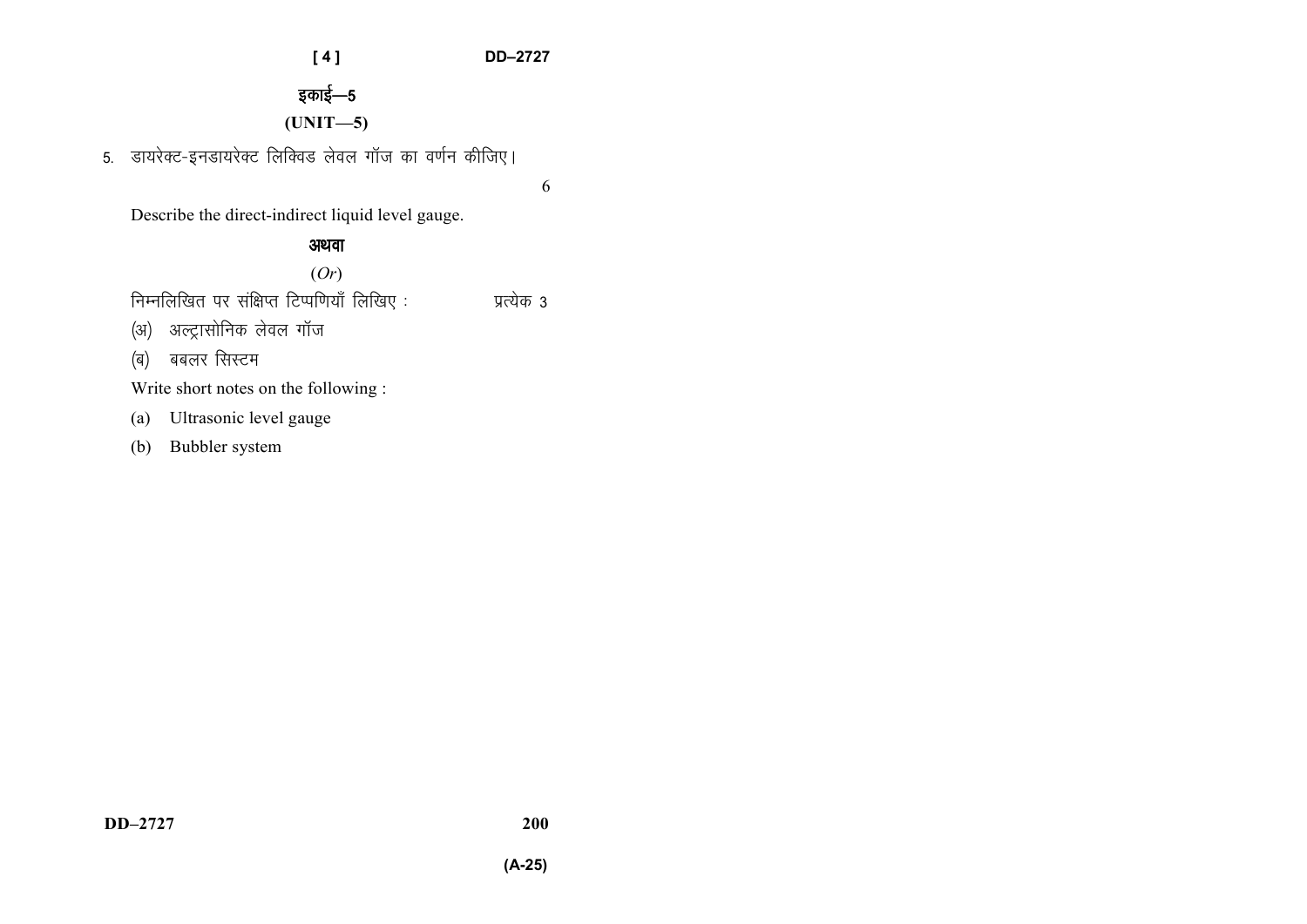## इकाई—5

## (UNIT—5)

5. डायरेक्ट-इनडायरेक्ट लिक्विड लेवल गॉज का वर्णन कीजिए। 6

Describe the direct-indirect liquid level gauge.

**अथवा**

(*Or*)

निम्नलिखित पर संक्षिप्त टिप्पणियाँ लिखिए : प्रत्येक 3

(अ) अल्ट्रासोनिक लेवल गॉज

(ब) बबलर सिस्टम

Write short notes on the following :

(a) Ultrasonic level gauge

(b) Bubbler system

DD–2727 200

(A-25)